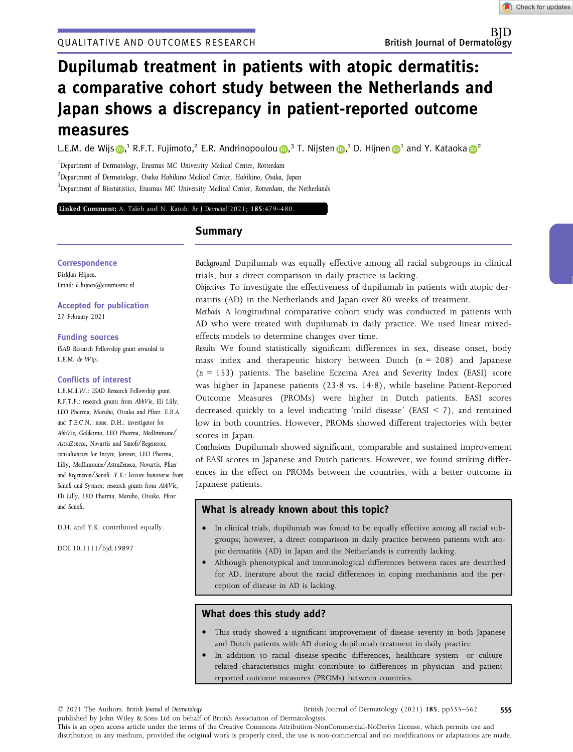QUALITATIVE AND OUTCOMES RESEARCH

# Dupilumab treatment in patients with atopic dermatitis: a comparative cohort study between the Netherlands and Japan shows a discrepancy in patient-reported outcome measures

L.E.M. de Wijs,[1] R.F.T. Fujimoto,[2] E.R. Andrinopoulou,[3] T. Nijsten,[1] D. Hijnen[1] and Y. Kataoka[2]

[1]Department of Dermatology, Erasmus MC University Medical Center, Rotterdam

[2]Department of Dermatology, Osaka Habikino Medical Center, Habikino, Osaka, Japan

[3]Department of Biostatistics, Erasmus MC University Medical Center, Rotterdam, the Netherlands

**Linked Comment:** A. Taïeb and N. Katoh. Br J Dermatol 2021; **185**:479–480.

**Correspondence**

DirkJan Hijnen.

Email: d.hijnen@erasmusmc.nl

**Accepted for publication**

27 February 2021

**Funding sources**

ISAD Research Fellowship grant awarded to L.E.M. de Wijs.

**Conflicts of interest**

L.E.M.d.W.: ISAD Research Fellowship grant. R.F.T.F.: research grants from AbbVie, Eli Lilly, LEO Pharma, Maruho, Otsuka and Pfizer. E.R.A. and T.E.C.N.: none. D.H.: investigator for AbbVie, Galderma, LEO Pharma, MedImmune/AstraZeneca, Novartis and Sanofi/Regeneron; consultancies for Incyte, Janssen, LEO Pharma, Lilly, MedImmune/AstraZeneca, Novartis, Pfizer and Regeneron/Sanofi. Y.K.: lecture honoraria from Sanofi and Sysmex; research grants from AbbVie, Eli Lilly, LEO Pharma, Maruho, Otsuka, Pfizer and Sanofi.

D.H. and Y.K. contributed equally.

DOI 10.1111/bjd.19897

## Summary

*Background* Dupilumab was equally effective among all racial subgroups in clinical trials, but a direct comparison in daily practice is lacking.

*Objectives* To investigate the effectiveness of dupilumab in patients with atopic dermatitis (AD) in the Netherlands and Japan over 80 weeks of treatment.

*Methods* A longitudinal comparative cohort study was conducted in patients with AD who were treated with dupilumab in daily practice. We used linear mixed-effects models to determine changes over time.

*Results* We found statistically significant differences in sex, disease onset, body mass index and therapeutic history between Dutch ($n = 208$) and Japanese ($n = 153$) patients. The baseline Eczema Area and Severity Index (EASI) score was higher in Japanese patients (23·8 vs. 14·8), while baseline Patient-Reported Outcome Measures (PROMs) were higher in Dutch patients. EASI scores decreased quickly to a level indicating 'mild disease' (EASI $< 7$), and remained low in both countries. However, PROMs showed different trajectories with better scores in Japan.

*Conclusions* Dupilumab showed significant, comparable and sustained improvement of EASI scores in Japanese and Dutch patients. However, we found striking differences in the effect on PROMs between the countries, with a better outcome in Japanese patients.

### What is already known about this topic?

- In clinical trials, dupilumab was found to be equally effective among all racial subgroups; however, a direct comparison in daily practice between patients with atopic dermatitis (AD) in Japan and the Netherlands is currently lacking.
- Although phenotypical and immunological differences between races are described for AD, literature about the racial differences in coping mechanisms and the perception of disease in AD is lacking.

### What does this study add?

- This study showed a significant improvement of disease severity in both Japanese and Dutch patients with AD during dupilumab treatment in daily practice.
- In addition to racial disease-specific differences, healthcare system- or culture-related characteristics might contribute to differences in physician- and patient-reported outcome measures (PROMs) between countries.

© 2021 The Authors. British Journal of Dermatology published by John Wiley & Sons Ltd on behalf of British Association of Dermatologists.
This is an open access article under the terms of the Creative Commons Attribution-NonCommercial-NoDerivs License, which permits use and distribution in any medium, provided the original work is properly cited, the use is non-commercial and no modifications or adaptations are made.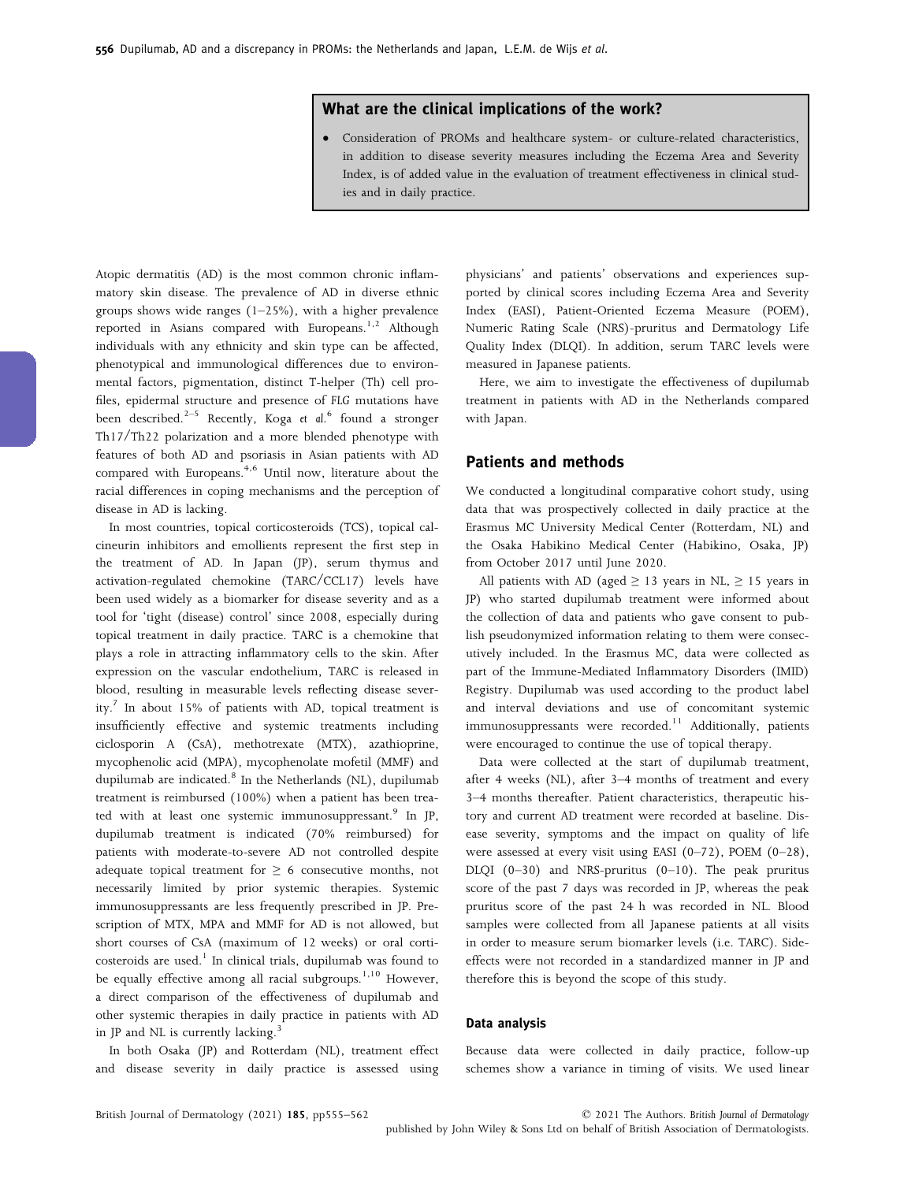## What are the clinical implications of the work?

- Consideration of PROMs and healthcare system- or culture-related characteristics, in addition to disease severity measures including the Eczema Area and Severity Index, is of added value in the evaluation of treatment effectiveness in clinical studies and in daily practice.

Atopic dermatitis (AD) is the most common chronic inflammatory skin disease. The prevalence of AD in diverse ethnic groups shows wide ranges (1–25%), with a higher prevalence reported in Asians compared with Europeans.[1,2] Although individuals with any ethnicity and skin type can be affected, phenotypical and immunological differences due to environmental factors, pigmentation, distinct T-helper (Th) cell profiles, epidermal structure and presence of *FLG* mutations have been described.[2–5] Recently, Koga *et al.*[6] found a stronger Th17/Th22 polarization and a more blended phenotype with features of both AD and psoriasis in Asian patients with AD compared with Europeans.[4,6] Until now, literature about the racial differences in coping mechanisms and the perception of disease in AD is lacking.

In most countries, topical corticosteroids (TCS), topical calcineurin inhibitors and emollients represent the first step in the treatment of AD. In Japan (JP), serum thymus and activation-regulated chemokine (TARC/CCL17) levels have been used widely as a biomarker for disease severity and as a tool for 'tight (disease) control' since 2008, especially during topical treatment in daily practice. TARC is a chemokine that plays a role in attracting inflammatory cells to the skin. After expression on the vascular endothelium, TARC is released in blood, resulting in measurable levels reflecting disease severity.[7] In about 15% of patients with AD, topical treatment is insufficiently effective and systemic treatments including ciclosporin A (CsA), methotrexate (MTX), azathioprine, mycophenolic acid (MPA), mycophenolate mofetil (MMF) and dupilumab are indicated.[8] In the Netherlands (NL), dupilumab treatment is reimbursed (100%) when a patient has been treated with at least one systemic immunosuppressant.[9] In JP, dupilumab treatment is indicated (70% reimbursed) for patients with moderate-to-severe AD not controlled despite adequate topical treatment for ≥ 6 consecutive months, not necessarily limited by prior systemic therapies. Systemic immunosuppressants are less frequently prescribed in JP. Prescription of MTX, MPA and MMF for AD is not allowed, but short courses of CsA (maximum of 12 weeks) or oral corticosteroids are used.[1] In clinical trials, dupilumab was found to be equally effective among all racial subgroups.[1,10] However, a direct comparison of the effectiveness of dupilumab and other systemic therapies in daily practice in patients with AD in JP and NL is currently lacking.[3]

In both Osaka (JP) and Rotterdam (NL), treatment effect and disease severity in daily practice is assessed using physicians' and patients' observations and experiences supported by clinical scores including Eczema Area and Severity Index (EASI), Patient-Oriented Eczema Measure (POEM), Numeric Rating Scale (NRS)-pruritus and Dermatology Life Quality Index (DLQI). In addition, serum TARC levels were measured in Japanese patients.

Here, we aim to investigate the effectiveness of dupilumab treatment in patients with AD in the Netherlands compared with Japan.

## Patients and methods

We conducted a longitudinal comparative cohort study, using data that was prospectively collected in daily practice at the Erasmus MC University Medical Center (Rotterdam, NL) and the Osaka Habikino Medical Center (Habikino, Osaka, JP) from October 2017 until June 2020.

All patients with AD (aged ≥ 13 years in NL, ≥ 15 years in JP) who started dupilumab treatment were informed about the collection of data and patients who gave consent to publish pseudonymized information relating to them were consecutively included. In the Erasmus MC, data were collected as part of the Immune-Mediated Inflammatory Disorders (IMID) Registry. Dupilumab was used according to the product label and interval deviations and use of concomitant systemic immunosuppressants were recorded.[11] Additionally, patients were encouraged to continue the use of topical therapy.

Data were collected at the start of dupilumab treatment, after 4 weeks (NL), after 3–4 months of treatment and every 3–4 months thereafter. Patient characteristics, therapeutic history and current AD treatment were recorded at baseline. Disease severity, symptoms and the impact on quality of life were assessed at every visit using EASI (0–72), POEM (0–28), DLQI (0–30) and NRS-pruritus (0–10). The peak pruritus score of the past 7 days was recorded in JP, whereas the peak pruritus score of the past 24 h was recorded in NL. Blood samples were collected from all Japanese patients at all visits in order to measure serum biomarker levels (i.e. TARC). Side-effects were not recorded in a standardized manner in JP and therefore this is beyond the scope of this study.

### Data analysis

Because data were collected in daily practice, follow-up schemes show a variance in timing of visits. We used linear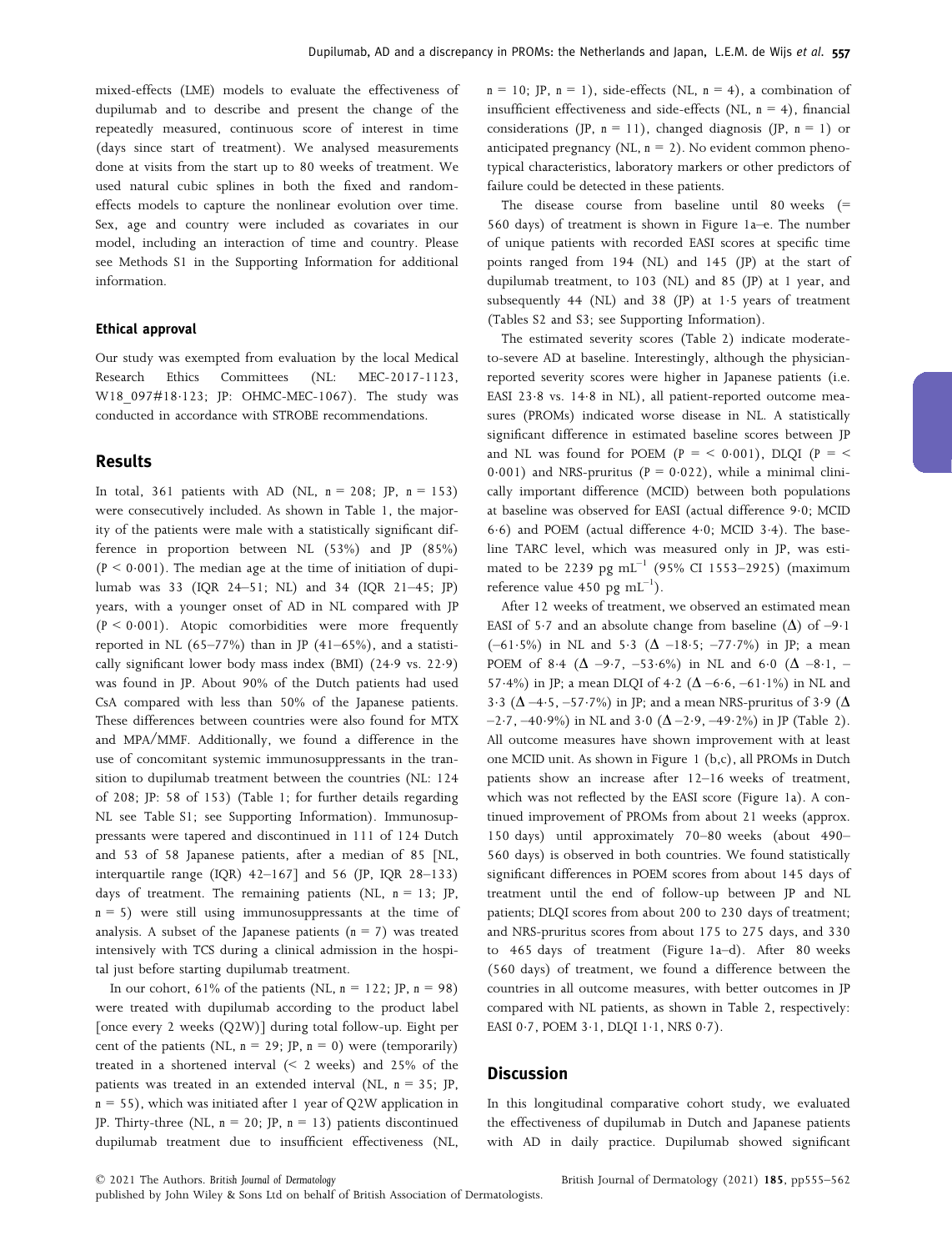mixed-effects (LME) models to evaluate the effectiveness of dupilumab and to describe and present the change of the repeatedly measured, continuous score of interest in time (days since start of treatment). We analysed measurements done at visits from the start up to 80 weeks of treatment. We used natural cubic splines in both the fixed and random-effects models to capture the nonlinear evolution over time. Sex, age and country were included as covariates in our model, including an interaction of time and country. Please see Methods S1 in the Supporting Information for additional information.

### Ethical approval

Our study was exempted from evaluation by the local Medical Research Ethics Committees (NL: MEC-2017-1123, W18_097#18·123; JP: OHMC-MEC-1067). The study was conducted in accordance with STROBE recommendations.

## Results

In total, 361 patients with AD (NL, n = 208; JP, n = 153) were consecutively included. As shown in Table 1, the majority of the patients were male with a statistically significant difference in proportion between NL (53%) and JP (85%) ($P < 0·001$). The median age at the time of initiation of dupilumab was 33 (IQR 24–51; NL) and 34 (IQR 21–45; JP) years, with a younger onset of AD in NL compared with JP ($P < 0·001$). Atopic comorbidities were more frequently reported in NL (65–77%) than in JP (41–65%), and a statistically significant lower body mass index (BMI) (24·9 vs. 22·9) was found in JP. About 90% of the Dutch patients had used CsA compared with less than 50% of the Japanese patients. These differences between countries were also found for MTX and MPA/MMF. Additionally, we found a difference in the use of concomitant systemic immunosuppressants in the transition to dupilumab treatment between the countries (NL: 124 of 208; JP: 58 of 153) (Table 1; for further details regarding NL see Table S1; see Supporting Information). Immunosuppressants were tapered and discontinued in 111 of 124 Dutch and 53 of 58 Japanese patients, after a median of 85 [NL, interquartile range (IQR) 42–167] and 56 (JP, IQR 28–133) days of treatment. The remaining patients (NL, n = 13; JP, n = 5) were still using immunosuppressants at the time of analysis. A subset of the Japanese patients (n = 7) was treated intensively with TCS during a clinical admission in the hospital just before starting dupilumab treatment.

In our cohort, 61% of the patients (NL, n = 122; JP, n = 98) were treated with dupilumab according to the product label [once every 2 weeks (Q2W)] during total follow-up. Eight per cent of the patients (NL, n = 29; JP, n = 0) were (temporarily) treated in a shortened interval (< 2 weeks) and 25% of the patients was treated in an extended interval (NL, n = 35; JP, n = 55), which was initiated after 1 year of Q2W application in JP. Thirty-three (NL, n = 20; JP, n = 13) patients discontinued dupilumab treatment due to insufficient effectiveness (NL, n = 10; JP, n = 1), side-effects (NL, n = 4), a combination of insufficient effectiveness and side-effects (NL, n = 4), financial considerations (JP, n = 11), changed diagnosis (JP, n = 1) or anticipated pregnancy (NL, n = 2). No evident common phenotypical characteristics, laboratory markers or other predictors of failure could be detected in these patients.

The disease course from baseline until 80 weeks (= 560 days) of treatment is shown in Figure 1a–e. The number of unique patients with recorded EASI scores at specific time points ranged from 194 (NL) and 145 (JP) at the start of dupilumab treatment, to 103 (NL) and 85 (JP) at 1 year, and subsequently 44 (NL) and 38 (JP) at 1·5 years of treatment (Tables S2 and S3; see Supporting Information).

The estimated severity scores (Table 2) indicate moderate-to-severe AD at baseline. Interestingly, although the physician-reported severity scores were higher in Japanese patients (i.e. EASI 23·8 vs. 14·8 in NL), all patient-reported outcome measures (PROMs) indicated worse disease in NL. A statistically significant difference in estimated baseline scores between JP and NL was found for POEM ($P = < 0·001$), DLQI ($P = < 0·001$) and NRS-pruritus ($P = 0·022$), while a minimal clinically important difference (MCID) between both populations at baseline was observed for EASI (actual difference 9·0; MCID 6·6) and POEM (actual difference 4·0; MCID 3·4). The baseline TARC level, which was measured only in JP, was estimated to be 2239 pg mL$^{-1}$ (95% CI 1553–2925) (maximum reference value 450 pg mL$^{-1}$).

After 12 weeks of treatment, we observed an estimated mean EASI of 5·7 and an absolute change from baseline ($\Delta$) of –9·1 (–61·5%) in NL and 5·3 ($\Delta$ –18·5; –77·7%) in JP; a mean POEM of 8·4 ($\Delta$ –9·7, –53·6%) in NL and 6·0 ($\Delta$ –8·1, –57·4%) in JP; a mean DLQI of 4·2 ($\Delta$ –6·6, –61·1%) in NL and 3·3 ($\Delta$ –4·5, –57·7%) in JP; and a mean NRS-pruritus of 3·9 ($\Delta$ –2·7, –40·9%) in NL and 3·0 ($\Delta$ –2·9, –49·2%) in JP (Table 2). All outcome measures have shown improvement with at least one MCID unit. As shown in Figure 1 (b,c), all PROMs in Dutch patients show an increase after 12–16 weeks of treatment, which was not reflected by the EASI score (Figure 1a). A continued improvement of PROMs from about 21 weeks (approx. 150 days) until approximately 70–80 weeks (about 490–560 days) is observed in both countries. We found statistically significant differences in POEM scores from about 145 days of treatment until the end of follow-up between JP and NL patients; DLQI scores from about 200 to 230 days of treatment; and NRS-pruritus scores from about 175 to 275 days, and 330 to 465 days of treatment (Figure 1a–d). After 80 weeks (560 days) of treatment, we found a difference between the countries in all outcome measures, with better outcomes in JP compared with NL patients, as shown in Table 2, respectively: EASI 0·7, POEM 3·1, DLQI 1·1, NRS 0·7).

## Discussion

In this longitudinal comparative cohort study, we evaluated the effectiveness of dupilumab in Dutch and Japanese patients with AD in daily practice. Dupilumab showed significant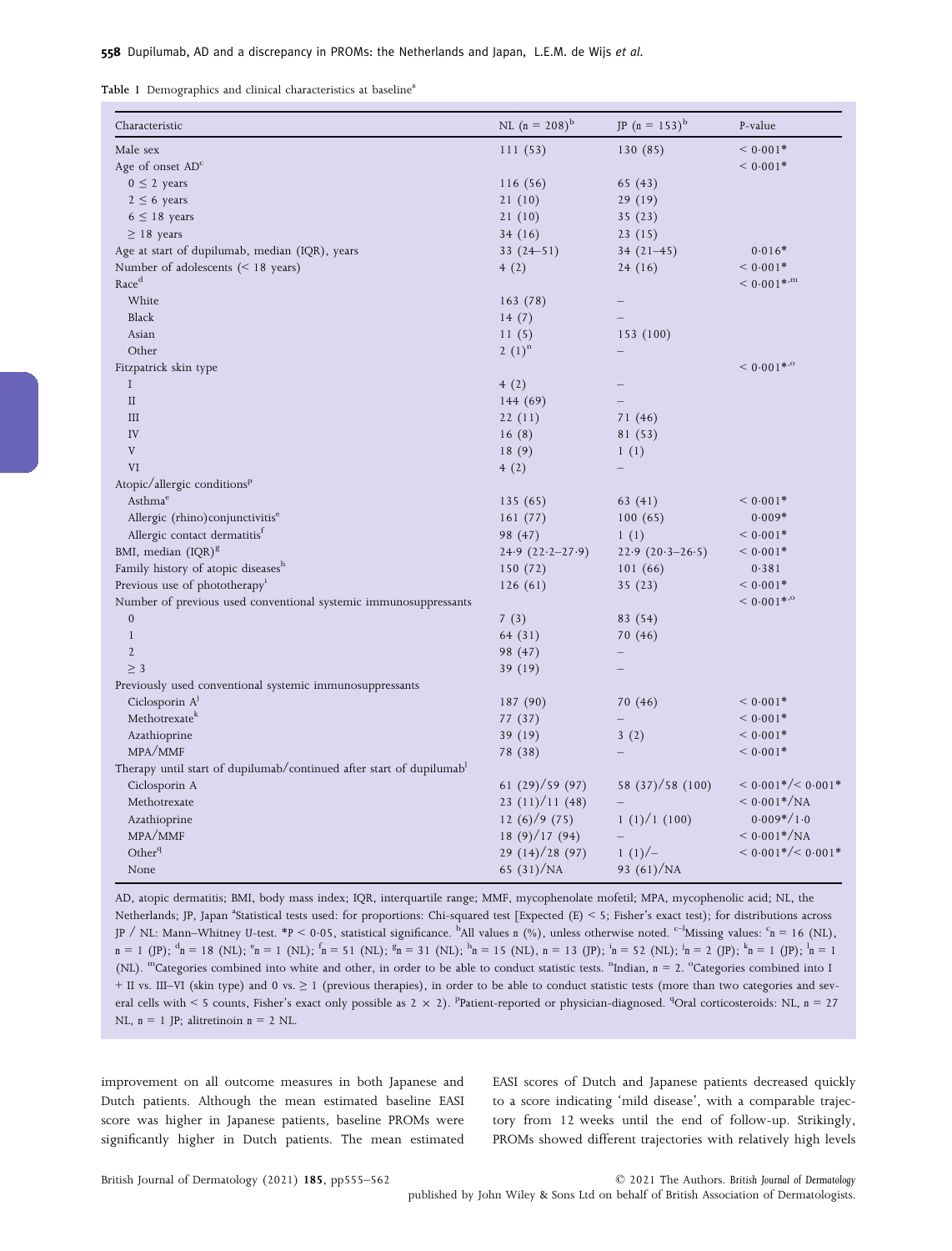Table 1 Demographics and clinical characteristics at baseline[a]

| Characteristic | NL (n = 208)[b] | JP (n = 153)[b] | P-value |
|---|---|---|---|
| Male sex | 111 (53) | 130 (85) | < 0·001* |
| Age of onset AD[c] | | | < 0·001* |
| 0 ≤ 2 years | 116 (56) | 65 (43) | |
| 2 ≤ 6 years | 21 (10) | 29 (19) | |
| 6 ≤ 18 years | 21 (10) | 35 (23) | |
| ≥ 18 years | 34 (16) | 23 (15) | |
| Age at start of dupilumab, median (IQR), years | 33 (24–51) | 34 (21–45) | 0·016* |
| Number of adolescents (< 18 years) | 4 (2) | 24 (16) | < 0·001* |
| Race[d] | | | < 0·001*[,m] |
| White | 163 (78) | – | |
| Black | 14 (7) | – | |
| Asian | 11 (5) | 153 (100) | |
| Other | 2 (1)[n] | – | |
| Fitzpatrick skin type | | | < 0·001*[,o] |
| I | 4 (2) | – | |
| II | 144 (69) | – | |
| III | 22 (11) | 71 (46) | |
| IV | 16 (8) | 81 (53) | |
| V | 18 (9) | 1 (1) | |
| VI | 4 (2) | – | |
| Atopic/allergic conditions[p] | | | |
| Asthma[e] | 135 (65) | 63 (41) | < 0·001* |
| Allergic (rhino)conjunctivitis[e] | 161 (77) | 100 (65) | 0·009* |
| Allergic contact dermatitis[f] | 98 (47) | 1 (1) | < 0·001* |
| BMI, median (IQR)[g] | 24·9 (22·2–27·9) | 22·9 (20·3–26·5) | < 0·001* |
| Family history of atopic diseases[h] | 150 (72) | 101 (66) | 0·381 |
| Previous use of phototherapy[i] | 126 (61) | 35 (23) | < 0·001* |
| Number of previous used conventional systemic immunosuppressants | | | < 0·001*[,o] |
| 0 | 7 (3) | 83 (54) | |
| 1 | 64 (31) | 70 (46) | |
| 2 | 98 (47) | – | |
| ≥ 3 | 39 (19) | – | |
| Previously used conventional systemic immunosuppressants | | | |
| Ciclosporin A[j] | 187 (90) | 70 (46) | < 0·001* |
| Methotrexate[k] | 77 (37) | – | < 0·001* |
| Azathioprine | 39 (19) | 3 (2) | < 0·001* |
| MPA/MMF | 78 (38) | – | < 0·001* |
| Therapy until start of dupilumab/continued after start of dupilumab[l] | | | |
| Ciclosporin A | 61 (29)/59 (97) | 58 (37)/58 (100) | < 0·001*/< 0·001* |
| Methotrexate | 23 (11)/11 (48) | – | < 0·001*/NA |
| Azathioprine | 12 (6)/9 (75) | 1 (1)/1 (100) | 0·009*/1·0 |
| MPA/MMF | 18 (9)/17 (94) | – | < 0·001*/NA |
| Other[q] | 29 (14)/28 (97) | 1 (1)/– | < 0·001*/< 0·001* |
| None | 65 (31)/NA | 93 (61)/NA | |

AD, atopic dermatitis; BMI, body mass index; IQR, interquartile range; MMF, mycophenolate mofetil; MPA, mycophenolic acid; NL, the Netherlands; JP, Japan [a]Statistical tests used: for proportions: Chi-squared test [Expected (E) < 5; Fisher's exact test); for distributions across JP / NL: Mann–Whitney U-test. *P < 0·05, statistical significance. [b]All values n (%), unless otherwise noted. [c–l]Missing values: [c]n = 16 (NL), n = 1 (JP); [d]n = 18 (NL); [e]n = 1 (NL); [f]n = 51 (NL); [g]n = 31 (NL); [h]n = 15 (NL), n = 13 (JP); [i]n = 52 (NL); [j]n = 2 (JP); [k]n = 1 (JP); [l]n = 1 (NL). [m]Categories combined into white and other, in order to be able to conduct statistic tests. [n]Indian, n = 2. [o]Categories combined into I + II vs. III–VI (skin type) and 0 vs. ≥ 1 (previous therapies), in order to be able to conduct statistic tests (more than two categories and several cells with < 5 counts, Fisher's exact only possible as 2 × 2). [p]Patient-reported or physician-diagnosed. [q]Oral corticosteroids: NL, n = 27 NL, n = 1 JP; alitretinoin n = 2 NL.

improvement on all outcome measures in both Japanese and Dutch patients. Although the mean estimated baseline EASI score was higher in Japanese patients, baseline PROMs were significantly higher in Dutch patients. The mean estimated EASI scores of Dutch and Japanese patients decreased quickly to a score indicating 'mild disease', with a comparable trajectory from 12 weeks until the end of follow-up. Strikingly, PROMs showed different trajectories with relatively high levels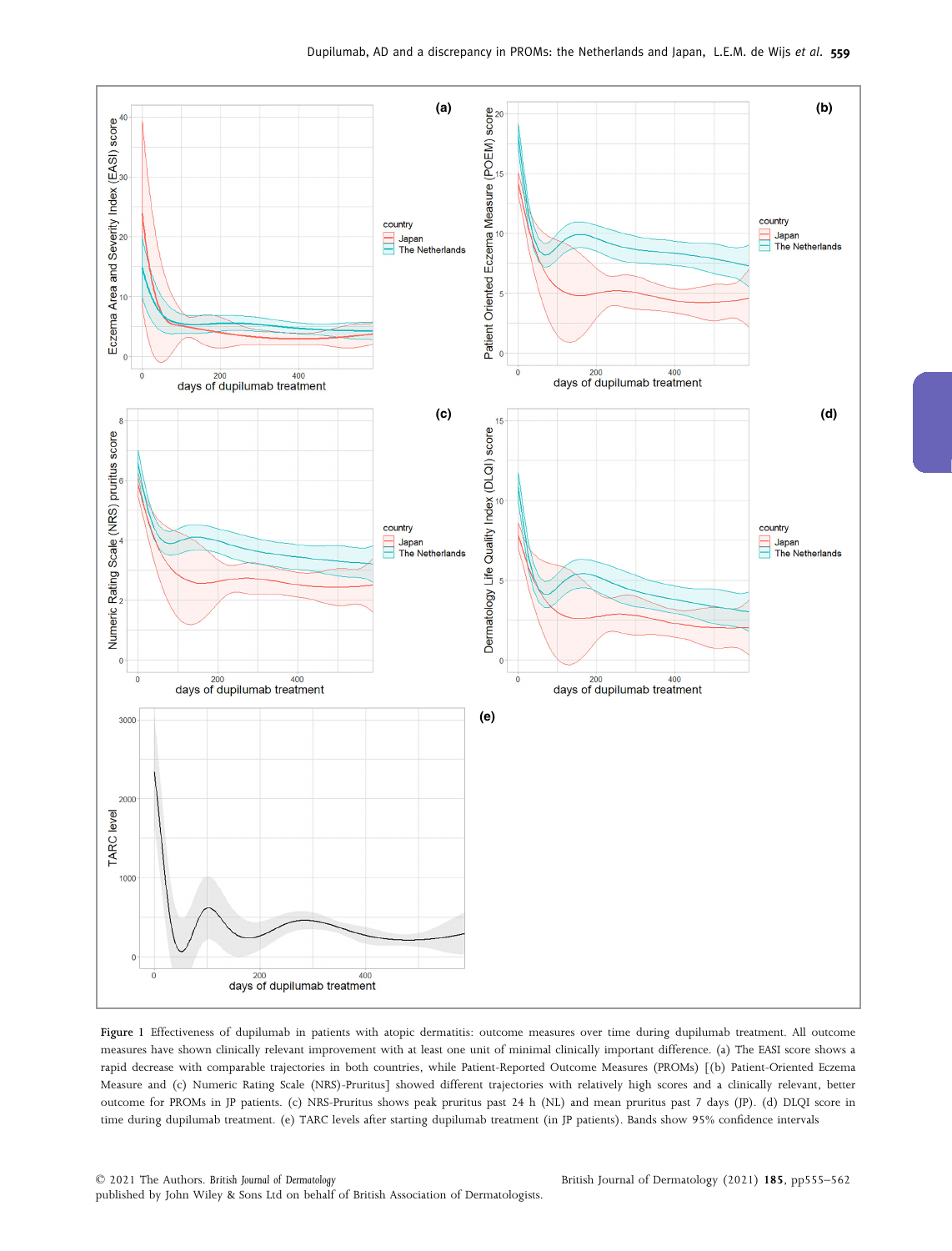Figure 1 Effectiveness of dupilumab in patients with atopic dermatitis: outcome measures over time during dupilumab treatment. All outcome measures have shown clinically relevant improvement with at least one unit of minimal clinically important difference. (a) The EASI score shows a rapid decrease with comparable trajectories in both countries, while Patient-Reported Outcome Measures (PROMs) [(b) Patient-Oriented Eczema Measure and (c) Numeric Rating Scale (NRS)-Pruritus] showed different trajectories with relatively high scores and a clinically relevant, better outcome for PROMs in JP patients. (c) NRS-Pruritus shows peak pruritus past 24 h (NL) and mean pruritus past 7 days (JP). (d) DLQI score in time during dupilumab treatment. (e) TARC levels after starting dupilumab treatment (in JP patients). Bands show 95% confidence intervals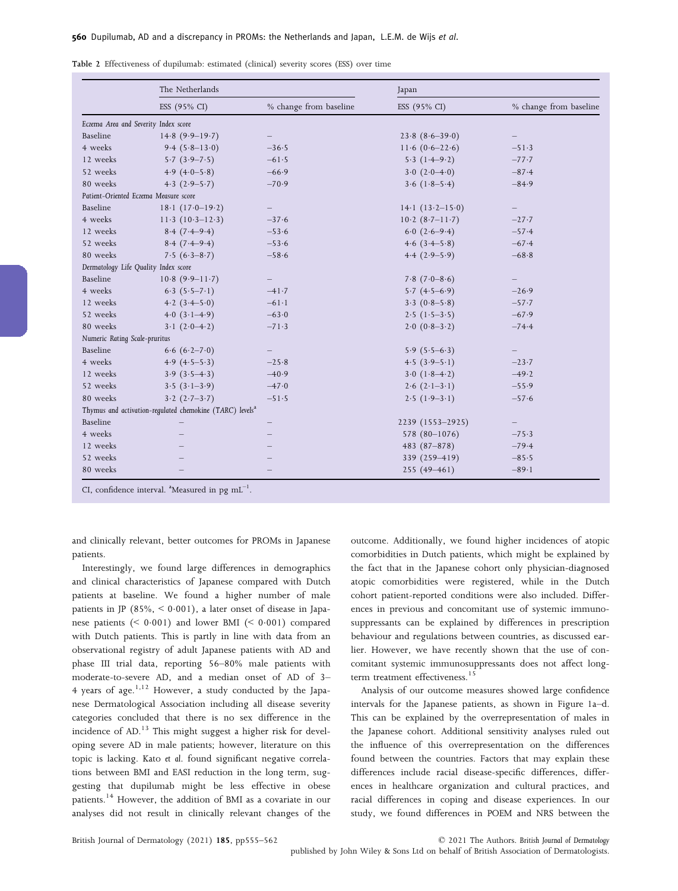Table 2 Effectiveness of dupilumab: estimated (clinical) severity scores (ESS) over time

| | The Netherlands | | Japan | |
|---|---|---|---|---|
| | ESS (95% CI) | % change from baseline | ESS (95% CI) | % change from baseline |
| *Eczema Area and Severity Index score* | | | | |
| Baseline | 14·8 (9·9–19·7) | – | 23·8 (8·6–39·0) | – |
| 4 weeks | 9·4 (5·8–13·0) | −36·5 | 11·6 (0·6–22·6) | −51·3 |
| 12 weeks | 5·7 (3·9–7·5) | −61·5 | 5·3 (1·4–9·2) | −77·7 |
| 52 weeks | 4·9 (4·0–5·8) | −66·9 | 3·0 (2·0–4·0) | −87·4 |
| 80 weeks | 4·3 (2·9–5·7) | −70·9 | 3·6 (1·8–5·4) | −84·9 |
| *Patient-Oriented Eczema Measure score* | | | | |
| Baseline | 18·1 (17·0–19·2) | – | 14·1 (13·2–15·0) | – |
| 4 weeks | 11·3 (10·3–12·3) | −37·6 | 10·2 (8·7–11·7) | −27·7 |
| 12 weeks | 8·4 (7·4–9·4) | −53·6 | 6·0 (2·6–9·4) | −57·4 |
| 52 weeks | 8·4 (7·4–9·4) | −53·6 | 4·6 (3·4–5·8) | −67·4 |
| 80 weeks | 7·5 (6·3–8·7) | −58·6 | 4·4 (2·9–5·9) | −68·8 |
| *Dermatology Life Quality Index score* | | | | |
| Baseline | 10·8 (9·9–11·7) | – | 7·8 (7·0–8·6) | – |
| 4 weeks | 6·3 (5·5–7·1) | −41·7 | 5·7 (4·5–6·9) | −26·9 |
| 12 weeks | 4·2 (3·4–5·0) | −61·1 | 3·3 (0·8–5·8) | −57·7 |
| 52 weeks | 4·0 (3·1–4·9) | −63·0 | 2·5 (1·5–3·5) | −67·9 |
| 80 weeks | 3·1 (2·0–4·2) | −71·3 | 2·0 (0·8–3·2) | −74·4 |
| *Numeric Rating Scale-pruritus* | | | | |
| Baseline | 6·6 (6·2–7·0) | – | 5·9 (5·5–6·3) | – |
| 4 weeks | 4·9 (4·5–5·3) | −25·8 | 4·5 (3·9–5·1) | −23·7 |
| 12 weeks | 3·9 (3·5–4·3) | −40·9 | 3·0 (1·8–4·2) | −49·2 |
| 52 weeks | 3·5 (3·1–3·9) | −47·0 | 2·6 (2·1–3·1) | −55·9 |
| 80 weeks | 3·2 (2·7–3·7) | −51·5 | 2·5 (1·9–3·1) | −57·6 |
| *Thymus and activation-regulated chemokine (TARC) levels*[a] | | | | |
| Baseline | – | – | 2239 (1553–2925) | – |
| 4 weeks | – | – | 578 (80–1076) | −75·3 |
| 12 weeks | – | – | 483 (87–878) | −79·4 |
| 52 weeks | – | – | 339 (259–419) | −85·5 |
| 80 weeks | – | – | 255 (49–461) | −89·1 |

CI, confidence interval. [a]Measured in pg $mL^{-1}$.

and clinically relevant, better outcomes for PROMs in Japanese patients.

Interestingly, we found large differences in demographics and clinical characteristics of Japanese compared with Dutch patients at baseline. We found a higher number of male patients in JP (85%, < 0·001), a later onset of disease in Japanese patients (< 0·001) and lower BMI (< 0·001) compared with Dutch patients. This is partly in line with data from an observational registry of adult Japanese patients with AD and phase III trial data, reporting 56–80% male patients with moderate-to-severe AD, and a median onset of AD of 3–4 years of age.[1,12] However, a study conducted by the Japanese Dermatological Association including all disease severity categories concluded that there is no sex difference in the incidence of AD.[13] This might suggest a higher risk for developing severe AD in male patients; however, literature on this topic is lacking. Kato *et al.* found significant negative correlations between BMI and EASI reduction in the long term, suggesting that dupilumab might be less effective in obese patients.[14] However, the addition of BMI as a covariate in our analyses did not result in clinically relevant changes of the outcome. Additionally, we found higher incidences of atopic comorbidities in Dutch patients, which might be explained by the fact that in the Japanese cohort only physician-diagnosed atopic comorbidities were registered, while in the Dutch cohort patient-reported conditions were also included. Differences in previous and concomitant use of systemic immunosuppressants can be explained by differences in prescription behaviour and regulations between countries, as discussed earlier. However, we have recently shown that the use of concomitant systemic immunosuppressants does not affect long-term treatment effectiveness.[15]

Analysis of our outcome measures showed large confidence intervals for the Japanese patients, as shown in Figure 1a–d. This can be explained by the overrepresentation of males in the Japanese cohort. Additional sensitivity analyses ruled out the influence of this overrepresentation on the differences found between the countries. Factors that may explain these differences include racial disease-specific differences, differences in healthcare organization and cultural practices, and racial differences in coping and disease experiences. In our study, we found differences in POEM and NRS between the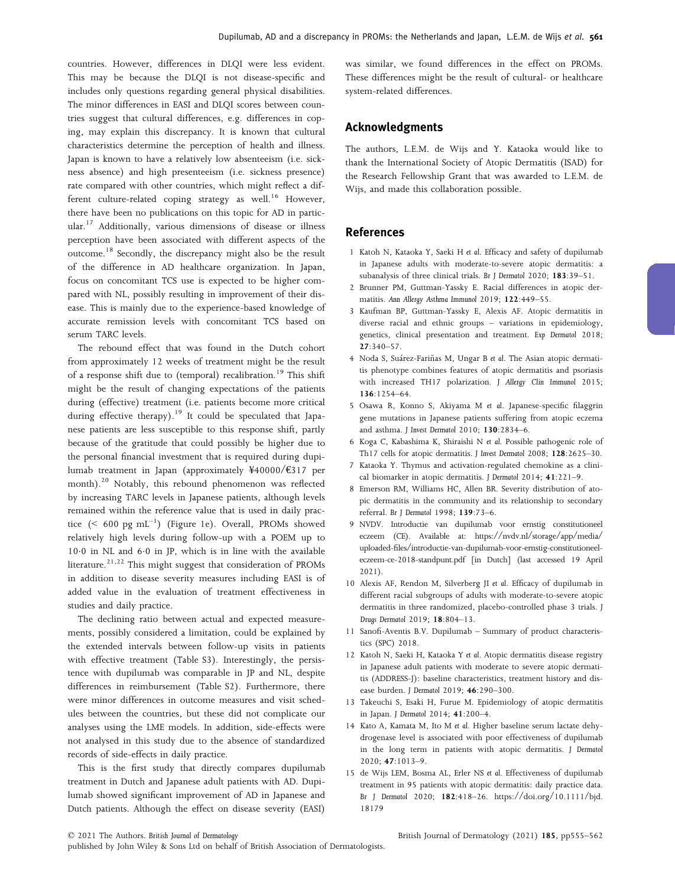countries. However, differences in DLQI were less evident. This may be because the DLQI is not disease-specific and includes only questions regarding general physical disabilities. The minor differences in EASI and DLQI scores between countries suggest that cultural differences, e.g. differences in coping, may explain this discrepancy. It is known that cultural characteristics determine the perception of health and illness. Japan is known to have a relatively low absenteeism (i.e. sickness absence) and high presenteeism (i.e. sickness presence) rate compared with other countries, which might reflect a different culture-related coping strategy as well.[16] However, there have been no publications on this topic for AD in particular.[17] Additionally, various dimensions of disease or illness perception have been associated with different aspects of the outcome.[18] Secondly, the discrepancy might also be the result of the difference in AD healthcare organization. In Japan, focus on concomitant TCS use is expected to be higher compared with NL, possibly resulting in improvement of their disease. This is mainly due to the experience-based knowledge of accurate remission levels with concomitant TCS based on serum TARC levels.

The rebound effect that was found in the Dutch cohort from approximately 12 weeks of treatment might be the result of a response shift due to (temporal) recalibration.[19] This shift might be the result of changing expectations of the patients during (effective) treatment (i.e. patients become more critical during effective therapy).[19] It could be speculated that Japanese patients are less susceptible to this response shift, partly because of the gratitude that could possibly be higher due to the personal financial investment that is required during dupilumab treatment in Japan (approximately ¥40000/€317 per month).[20] Notably, this rebound phenomenon was reflected by increasing TARC levels in Japanese patients, although levels remained within the reference value that is used in daily practice (< 600 pg mL$^{-1}$) (Figure 1e). Overall, PROMs showed relatively high levels during follow-up with a POEM up to 10·0 in NL and 6·0 in JP, which is in line with the available literature.[21,22] This might suggest that consideration of PROMs in addition to disease severity measures including EASI is of added value in the evaluation of treatment effectiveness in studies and daily practice.

The declining ratio between actual and expected measurements, possibly considered a limitation, could be explained by the extended intervals between follow-up visits in patients with effective treatment (Table S3). Interestingly, the persistence with dupilumab was comparable in JP and NL, despite differences in reimbursement (Table S2). Furthermore, there were minor differences in outcome measures and visit schedules between the countries, but these did not complicate our analyses using the LME models. In addition, side-effects were not analysed in this study due to the absence of standardized records of side-effects in daily practice.

This is the first study that directly compares dupilumab treatment in Dutch and Japanese adult patients with AD. Dupilumab showed significant improvement of AD in Japanese and Dutch patients. Although the effect on disease severity (EASI) was similar, we found differences in the effect on PROMs. These differences might be the result of cultural- or healthcare system-related differences.

## Acknowledgments

The authors, L.E.M. de Wijs and Y. Kataoka would like to thank the International Society of Atopic Dermatitis (ISAD) for the Research Fellowship Grant that was awarded to L.E.M. de Wijs, and made this collaboration possible.

## References

1 Katoh N, Kataoka Y, Saeki H et al. Efficacy and safety of dupilumab in Japanese adults with moderate-to-severe atopic dermatitis: a subanalysis of three clinical trials. *Br J Dermatol* 2020; **183**:39–51.

2 Brunner PM, Guttman-Yassky E. Racial differences in atopic dermatitis. *Ann Allergy Asthma Immunol* 2019; **122**:449–55.

3 Kaufman BP, Guttman-Yassky E, Alexis AF. Atopic dermatitis in diverse racial and ethnic groups – variations in epidemiology, genetics, clinical presentation and treatment. *Exp Dermatol* 2018; **27**:340–57.

4 Noda S, Suárez-Fariñas M, Ungar B et al. The Asian atopic dermatitis phenotype combines features of atopic dermatitis and psoriasis with increased TH17 polarization. *J Allergy Clin Immunol* 2015; **136**:1254–64.

5 Osawa R, Konno S, Akiyama M et al. Japanese-specific filaggrin gene mutations in Japanese patients suffering from atopic eczema and asthma. *J Invest Dermatol* 2010; **130**:2834–6.

6 Koga C, Kabashima K, Shiraishi N et al. Possible pathogenic role of Th17 cells for atopic dermatitis. *J Invest Dermatol* 2008; **128**:2625–30.

7 Kataoka Y. Thymus and activation-regulated chemokine as a clinical biomarker in atopic dermatitis. *J Dermatol* 2014; **41**:221–9.

8 Emerson RM, Williams HC, Allen BR. Severity distribution of atopic dermatitis in the community and its relationship to secondary referral. *Br J Dermatol* 1998; **139**:73–6.

9 NVDV. Introductie van dupilumab voor ernstig constitutioneel eczeem (CE). Available at: https://nvdv.nl/storage/app/media/uploaded-files/introductie-van-dupilumab-voor-ernstig-constitutioneel-eczeem-ce-2018-standpunt.pdf [in Dutch] (last accessed 19 April 2021).

10 Alexis AF, Rendon M, Silverberg JI et al. Efficacy of dupilumab in different racial subgroups of adults with moderate-to-severe atopic dermatitis in three randomized, placebo-controlled phase 3 trials. *J Drugs Dermatol* 2019; **18**:804–13.

11 Sanofi-Aventis B.V. Dupilumab – Summary of product characteristics (SPC) 2018.

12 Katoh N, Saeki H, Kataoka Y et al. Atopic dermatitis disease registry in Japanese adult patients with moderate to severe atopic dermatitis (ADDRESS-J): baseline characteristics, treatment history and disease burden. *J Dermatol* 2019; **46**:290–300.

13 Takeuchi S, Esaki H, Furue M. Epidemiology of atopic dermatitis in Japan. *J Dermatol* 2014; **41**:200–4.

14 Kato A, Kamata M, Ito M et al. Higher baseline serum lactate dehydrogenase level is associated with poor effectiveness of dupilumab in the long term in patients with atopic dermatitis. *J Dermatol* 2020; **47**:1013–9.

15 de Wijs LEM, Bosma AL, Erler NS et al. Effectiveness of dupilumab treatment in 95 patients with atopic dermatitis: daily practice data. *Br J Dermatol* 2020; **182**:418–26. https://doi.org/10.1111/bjd.18179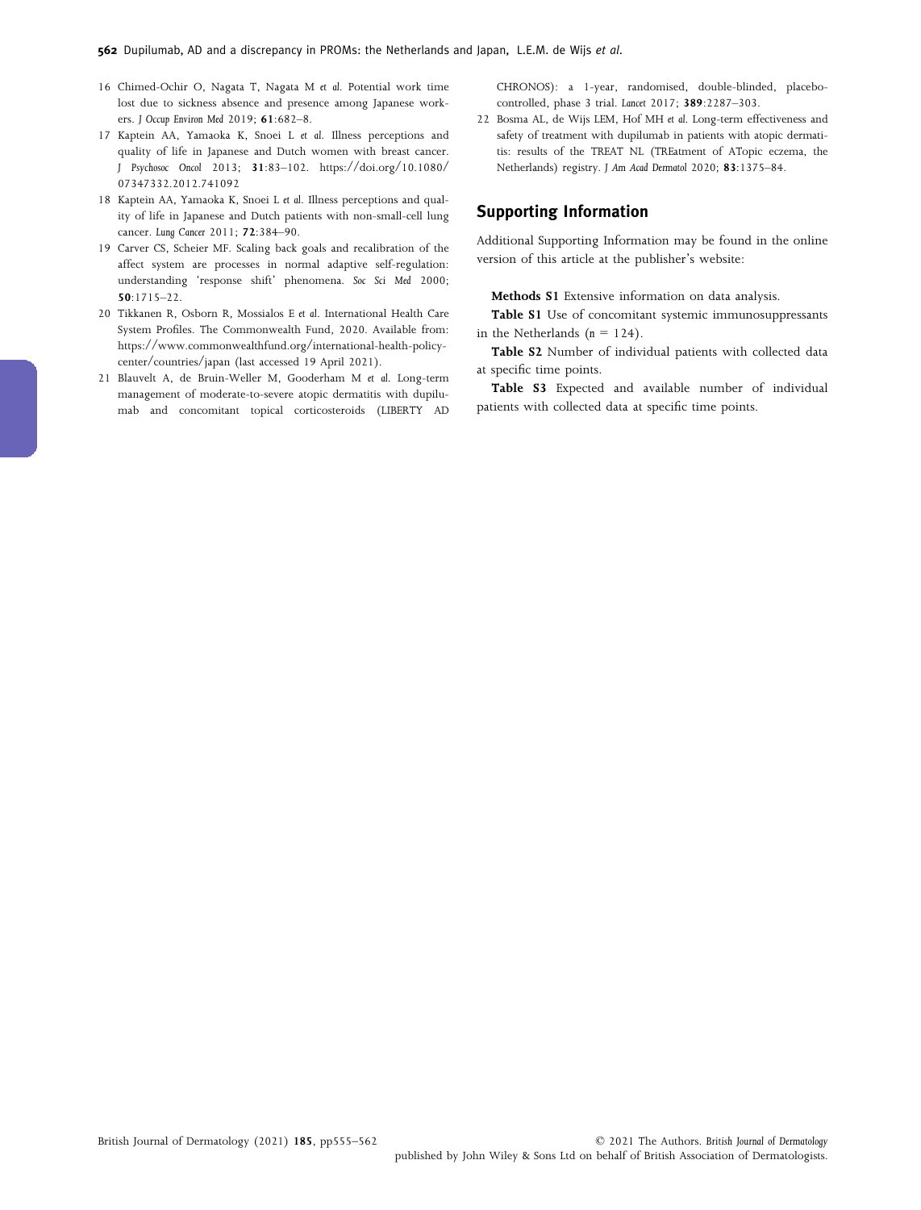16 Chimed-Ochir O, Nagata T, Nagata M *et al*. Potential work time lost due to sickness absence and presence among Japanese workers. *J Occup Environ Med* 2019; **61**:682–8.

17 Kaptein AA, Yamaoka K, Snoei L *et al*. Illness perceptions and quality of life in Japanese and Dutch women with breast cancer. *J Psychosoc Oncol* 2013; **31**:83–102. https://doi.org/10.1080/07347332.2012.741092

18 Kaptein AA, Yamaoka K, Snoei L *et al*. Illness perceptions and quality of life in Japanese and Dutch patients with non-small-cell lung cancer. *Lung Cancer* 2011; **72**:384–90.

19 Carver CS, Scheier MF. Scaling back goals and recalibration of the affect system are processes in normal adaptive self-regulation: understanding 'response shift' phenomena. *Soc Sci Med* 2000; **50**:1715–22.

20 Tikkanen R, Osborn R, Mossialos E *et al*. International Health Care System Profiles. The Commonwealth Fund, 2020. Available from: https://www.commonwealthfund.org/international-health-policy-center/countries/japan (last accessed 19 April 2021).

21 Blauvelt A, de Bruin-Weller M, Gooderham M *et al*. Long-term management of moderate-to-severe atopic dermatitis with dupilumab and concomitant topical corticosteroids (LIBERTY AD CHRONOS): a 1-year, randomised, double-blinded, placebo-controlled, phase 3 trial. *Lancet* 2017; **389**:2287–303.

22 Bosma AL, de Wijs LEM, Hof MH *et al*. Long-term effectiveness and safety of treatment with dupilumab in patients with atopic dermatitis: results of the TREAT NL (TREatment of ATopic eczema, the Netherlands) registry. *J Am Acad Dermatol* 2020; **83**:1375–84.

## Supporting Information

Additional Supporting Information may be found in the online version of this article at the publisher's website:

**Methods S1** Extensive information on data analysis.

**Table S1** Use of concomitant systemic immunosuppressants in the Netherlands (n = 124).

**Table S2** Number of individual patients with collected data at specific time points.

**Table S3** Expected and available number of individual patients with collected data at specific time points.